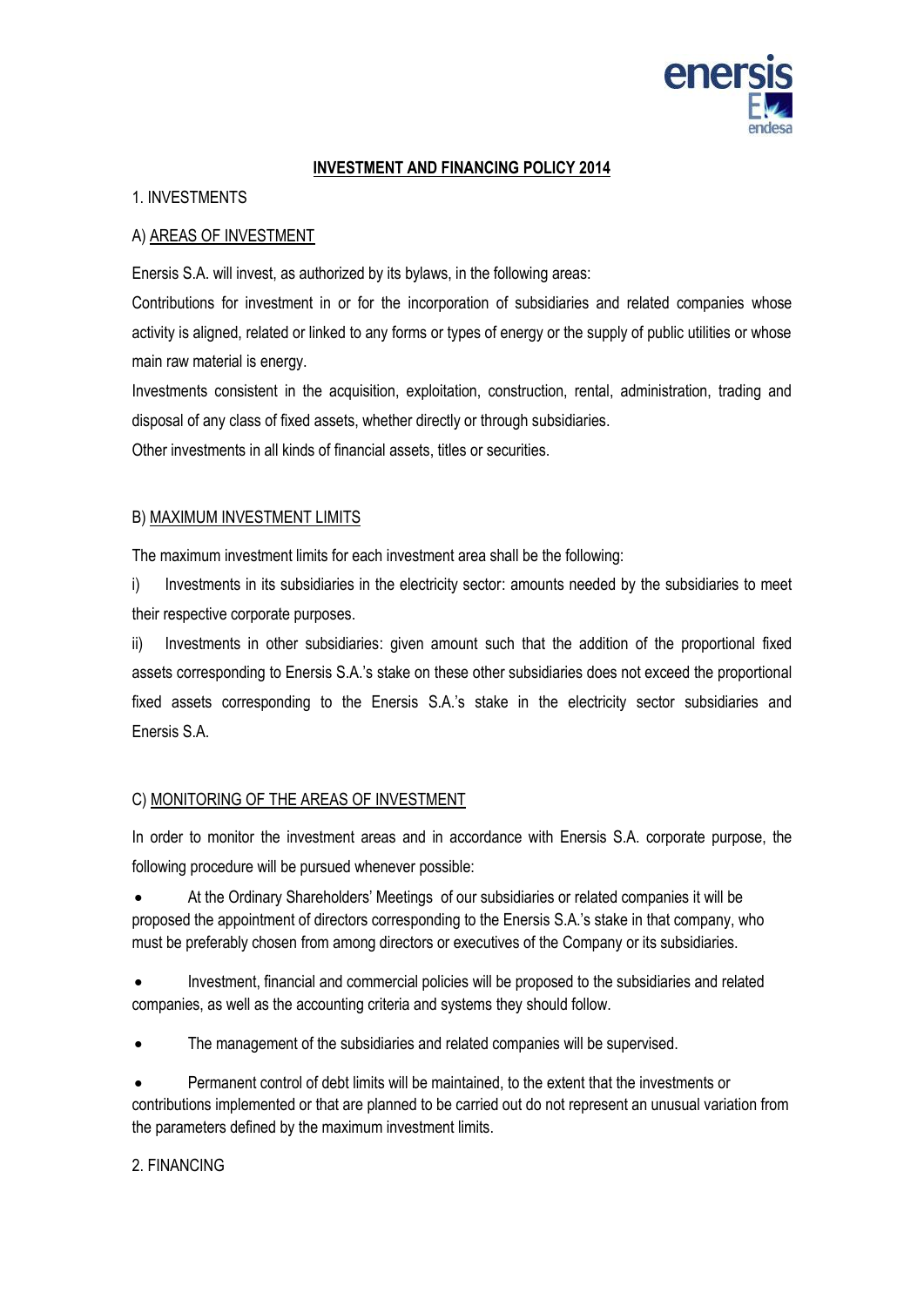# INVESTMENT AND FINANCING POLICY 2014

## 1. INVESTMENTS

### A) AREAS OF INVESTMENT

Enersis S.A. will invest, as authorized by its bylaws, in the following areas:

Contributions for investment in or for the incorporation of subsidiaries and related companies whose activity is aligned, related or linked to any forms or types of energy or the supply of public utilities or whose main raw material is energy.

Investments consistent in the acquisition, exploitation, construction, rental, administration, trading and disposal of any class of fixed assets, whether directly or through subsidiaries.

Other investments in all kinds of financial assets, titles or securities.

### B) MAXIMUM INVESTMENT LIMITS

The maximum investment limits for each investment area shall be the following:

i) Investments in its subsidiaries in the electricity sector: amounts needed by the subsidiaries to meet their respective corporate purposes.

ii) Investments in other subsidiaries: given amount such that the addition of the proportional fixed assets corresponding to Enersis S.A.'s stake on these other subsidiaries does not exceed the proportional fixed assets corresponding to the Enersis S.A.'s stake in the electricity sector subsidiaries and Enersis S.A.

### C) MONITORING OF THE AREAS OF INVESTMENT

In order to monitor the investment areas and in accordance with Enersis S.A. corporate purpose, the following procedure will be pursued whenever possible:

- At the Ordinary Shareholders' Meetings of our subsidiaries or related companies it will be proposed the appointment of directors corresponding to the Enersis S.A.'s stake in that company, who must be preferably chosen from among directors or executives of the Company or its subsidiaries.
- Investment, financial and commercial policies will be proposed to the subsidiaries and related companies, as well as the accounting criteria and systems they should follow.
- The management of the subsidiaries and related companies will be supervised.
- Permanent control of debt limits will be maintained, to the extent that the investments or contributions implemented or that are planned to be carried out do not represent an unusual variation from the parameters defined by the maximum investment limits.

## 2. FINANCING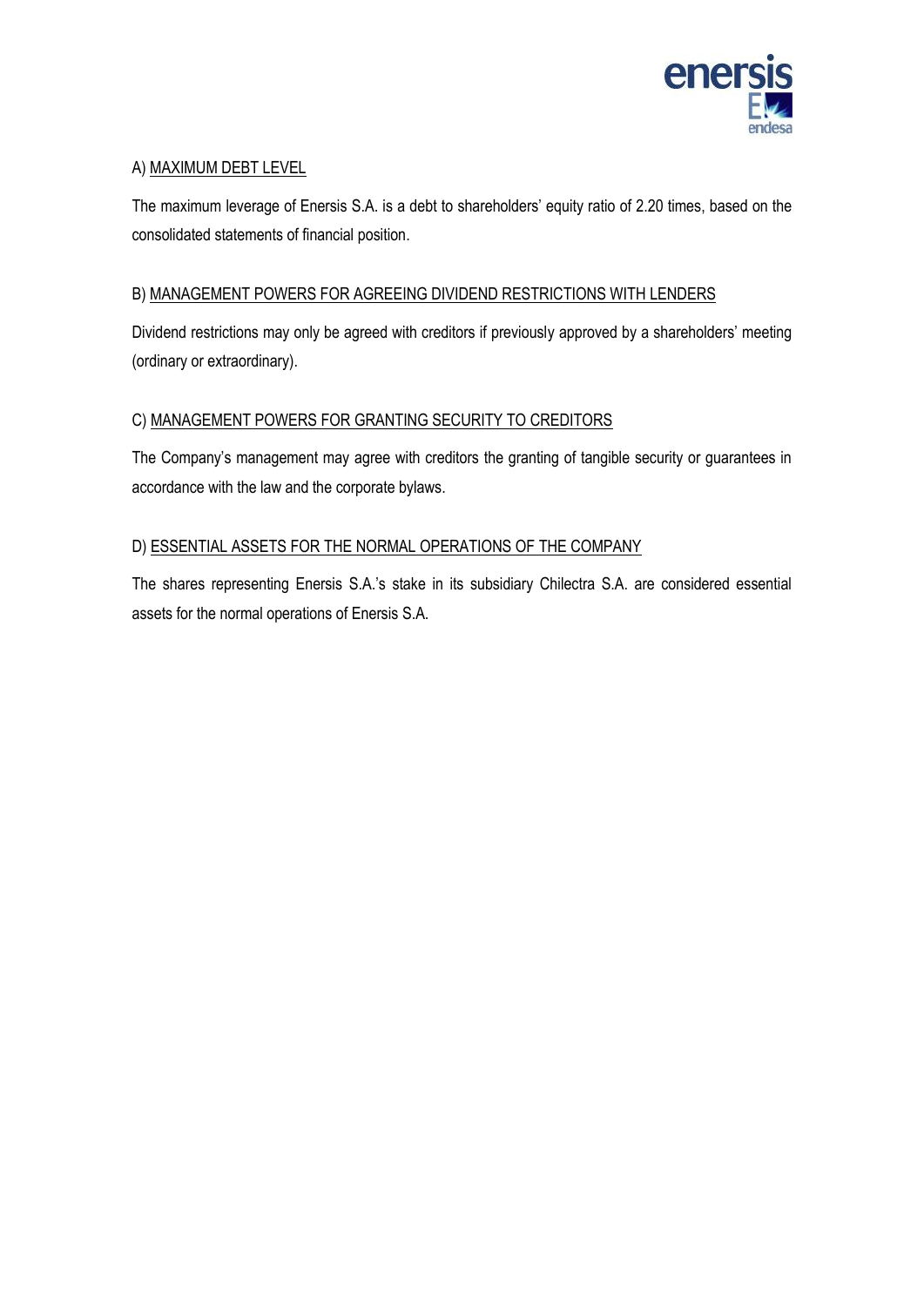A) MAXIMUM DEBT LEVEL

The maximum leverage of Enersis S.A. is a debt to shareholders' equity ratio of 2.20 times, based on the consolidated statements of financial position.

B) MANAGEMENT POWERS FOR AGREEING DIVIDEND RESTRICTIONS WITH LENDERS

Dividend restrictions may only be agreed with creditors if previously approved by a shareholders' meeting (ordinary or extraordinary).

C) MANAGEMENT POWERS FOR GRANTING SECURITY TO CREDITORS

The Company's management may agree with creditors the granting of tangible security or guarantees in accordance with the law and the corporate bylaws.

D) ESSENTIAL ASSETS FOR THE NORMAL OPERATIONS OF THE COMPANY

The shares representing Enersis S.A.'s stake in its subsidiary Chilectra S.A. are considered essential assets for the normal operations of Enersis S.A.